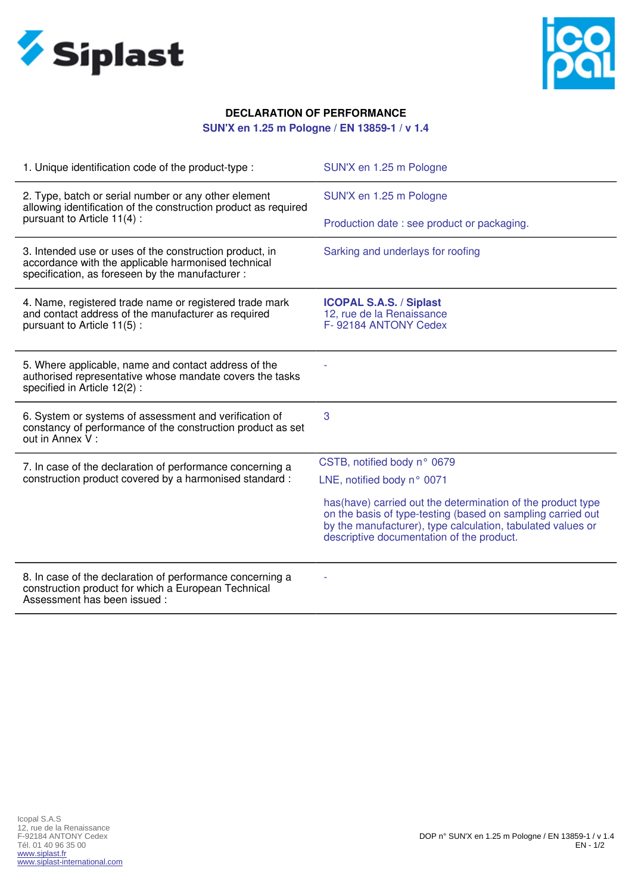# DECLARATION OF PERFORMANCE

**SUN'X en 1.25 m Pologne / EN 13859-1 / v 1.4**

| | |
|---|---|
| 1. Unique identification code of the product-type : | SUN'X en 1.25 m Pologne |
| 2. Type, batch or serial number or any other element allowing identification of the construction product as required pursuant to Article 11(4) : | SUN'X en 1.25 m Pologne<br><br>Production date : see product or packaging. |
| 3. Intended use or uses of the construction product, in accordance with the applicable harmonised technical specification, as foreseen by the manufacturer : | Sarking and underlays for roofing |
| 4. Name, registered trade name or registered trade mark and contact address of the manufacturer as required pursuant to Article 11(5) : | **ICOPAL S.A.S.** / **Siplast**<br>12, rue de la Renaissance<br>F- 92184 ANTONY Cedex |
| 5. Where applicable, name and contact address of the authorised representative whose mandate covers the tasks specified in Article 12(2) : | - |
| 6. System or systems of assessment and verification of constancy of performance of the construction product as set out in Annex V : | 3 |
| 7. In case of the declaration of performance concerning a construction product covered by a harmonised standard : | CSTB, notified body n° 0679<br>LNE, notified body n° 0071<br><br>has(have) carried out the determination of the product type on the basis of type-testing (based on sampling carried out by the manufacturer), type calculation, tabulated values or descriptive documentation of the product. |
| 8. In case of the declaration of performance concerning a construction product for which a European Technical Assessment has been issued : | - |

Icopal S.A.S
12, rue de la Renaissance
F-92184 ANTONY Cedex
Tél. 01 40 96 35 00
www.siplast.fr
www.siplast-international.com

DOP n° SUN'X en 1.25 m Pologne / EN 13859-1 / v 1.4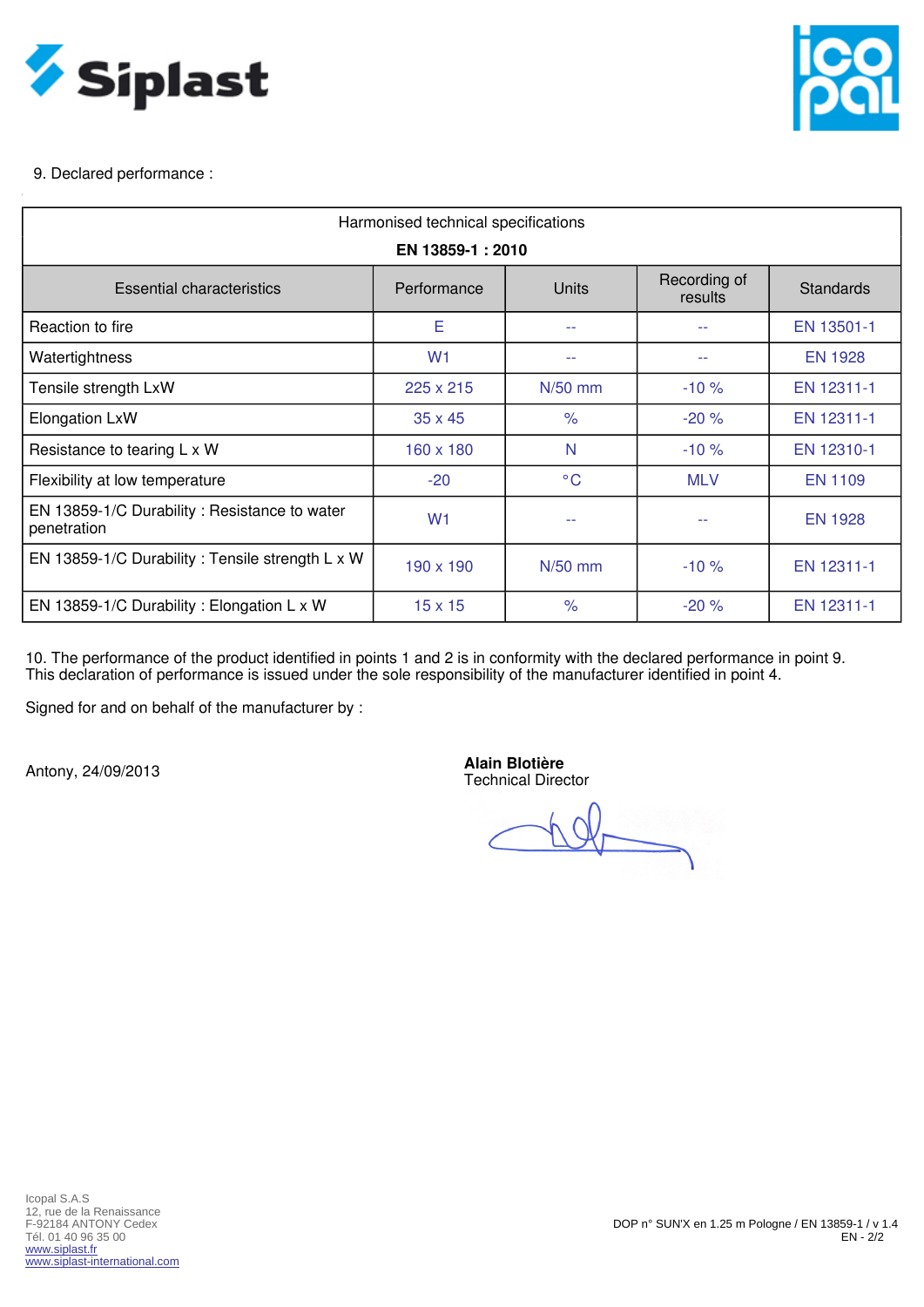9. Declared performance :

| Harmonised technical specifications<br>**EN 13859-1 : 2010** | | | | |
|---|---|---|---|---|
| Essential characteristics | Performance | Units | Recording of results | Standards |
| Reaction to fire | E | -- | -- | EN 13501-1 |
| Watertightness | W1 | -- | -- | EN 1928 |
| Tensile strength LxW | 225 x 215 | N/50 mm | -10 % | EN 12311-1 |
| Elongation LxW | 35 x 45 | % | -20 % | EN 12311-1 |
| Resistance to tearing L x W | 160 x 180 | N | -10 % | EN 12310-1 |
| Flexibility at low temperature | -20 | °C | MLV | EN 1109 |
| EN 13859-1/C Durability : Resistance to water penetration | W1 | -- | -- | EN 1928 |
| EN 13859-1/C Durability : Tensile strength L x W | 190 x 190 | N/50 mm | -10 % | EN 12311-1 |
| EN 13859-1/C Durability : Elongation L x W | 15 x 15 | % | -20 % | EN 12311-1 |

10. The performance of the product identified in points 1 and 2 is in conformity with the declared performance in point 9.
This declaration of performance is issued under the sole responsibility of the manufacturer identified in point 4.

Signed for and on behalf of the manufacturer by :

Antony, 24/09/2013

**Alain Blotière**
Technical Director

Icopal S.A.S
12, rue de la Renaissance
F-92184 ANTONY Cedex
Tél. 01 40 96 35 00
www.siplast.fr
www.siplast-international.com

DOP n° SUN'X en 1.25 m Pologne / EN 13859-1 / v 1.4